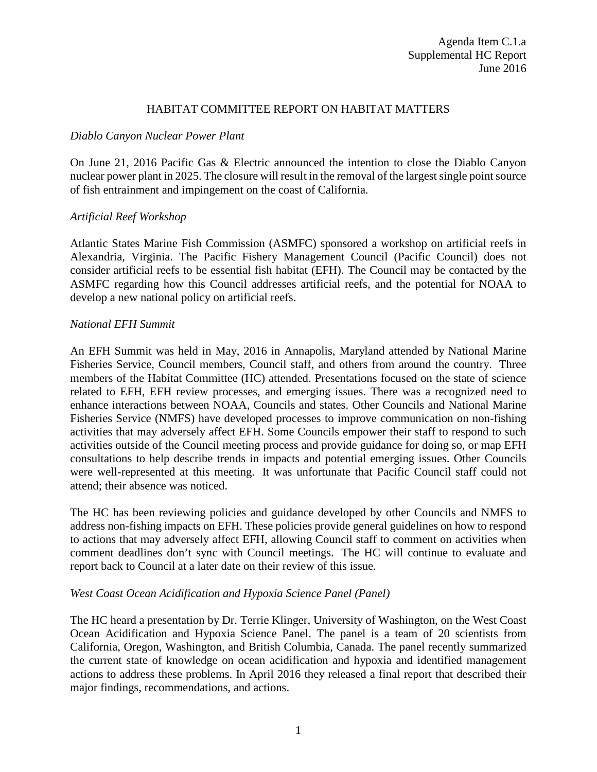Agenda Item C.1.a
Supplemental HC Report
June 2016

# HABITAT COMMITTEE REPORT ON HABITAT MATTERS

*Diablo Canyon Nuclear Power Plant*

On June 21, 2016 Pacific Gas & Electric announced the intention to close the Diablo Canyon nuclear power plant in 2025. The closure will result in the removal of the largest single point source of fish entrainment and impingement on the coast of California.

*Artificial Reef Workshop*

Atlantic States Marine Fish Commission (ASMFC) sponsored a workshop on artificial reefs in Alexandria, Virginia. The Pacific Fishery Management Council (Pacific Council) does not consider artificial reefs to be essential fish habitat (EFH). The Council may be contacted by the ASMFC regarding how this Council addresses artificial reefs, and the potential for NOAA to develop a new national policy on artificial reefs.

*National EFH Summit*

An EFH Summit was held in May, 2016 in Annapolis, Maryland attended by National Marine Fisheries Service, Council members, Council staff, and others from around the country. Three members of the Habitat Committee (HC) attended. Presentations focused on the state of science related to EFH, EFH review processes, and emerging issues. There was a recognized need to enhance interactions between NOAA, Councils and states. Other Councils and National Marine Fisheries Service (NMFS) have developed processes to improve communication on non-fishing activities that may adversely affect EFH. Some Councils empower their staff to respond to such activities outside of the Council meeting process and provide guidance for doing so, or map EFH consultations to help describe trends in impacts and potential emerging issues. Other Councils were well-represented at this meeting. It was unfortunate that Pacific Council staff could not attend; their absence was noticed.

The HC has been reviewing policies and guidance developed by other Councils and NMFS to address non-fishing impacts on EFH. These policies provide general guidelines on how to respond to actions that may adversely affect EFH, allowing Council staff to comment on activities when comment deadlines don't sync with Council meetings. The HC will continue to evaluate and report back to Council at a later date on their review of this issue.

*West Coast Ocean Acidification and Hypoxia Science Panel (Panel)*

The HC heard a presentation by Dr. Terrie Klinger, University of Washington, on the West Coast Ocean Acidification and Hypoxia Science Panel. The panel is a team of 20 scientists from California, Oregon, Washington, and British Columbia, Canada. The panel recently summarized the current state of knowledge on ocean acidification and hypoxia and identified management actions to address these problems. In April 2016 they released a final report that described their major findings, recommendations, and actions.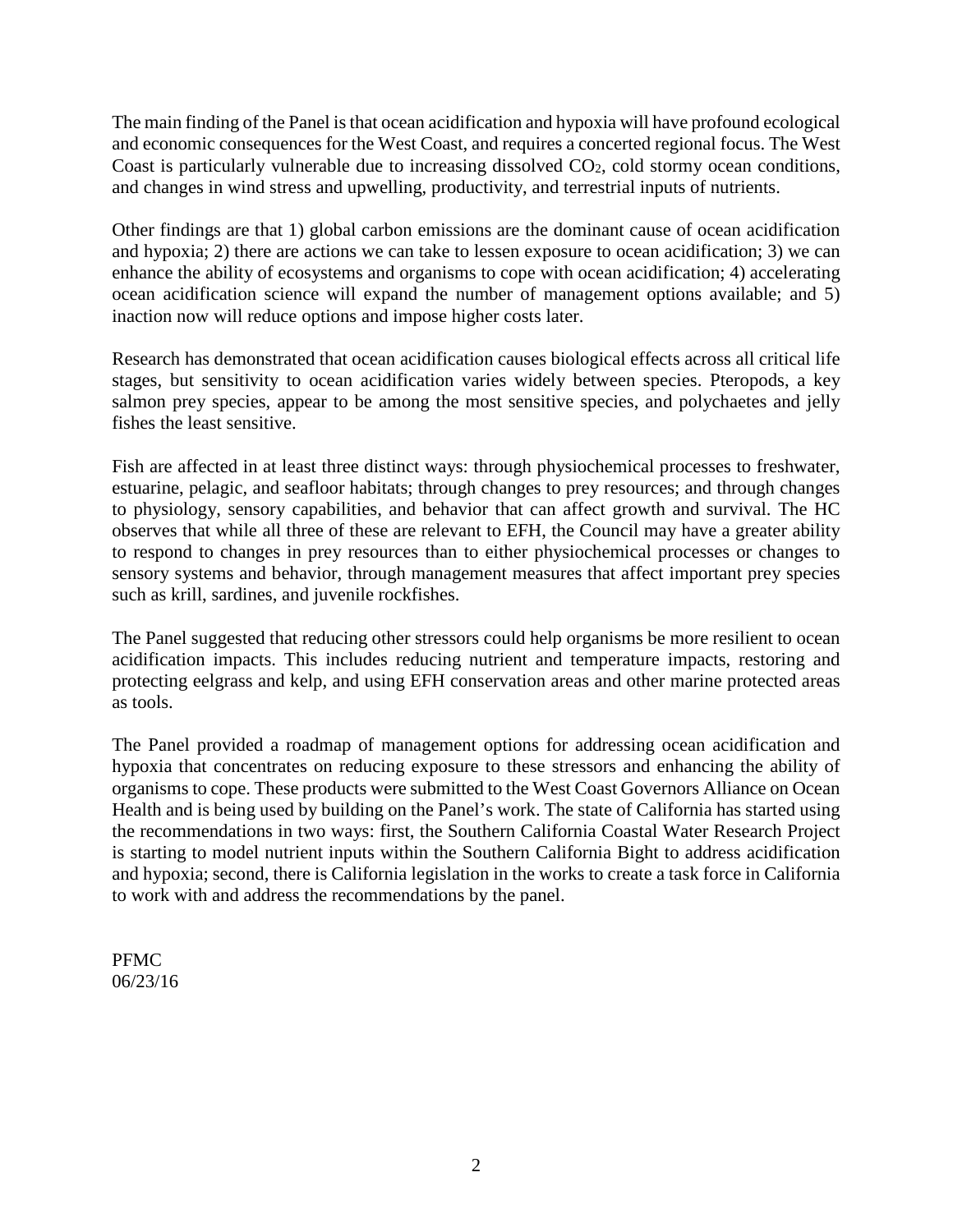The main finding of the Panel is that ocean acidification and hypoxia will have profound ecological and economic consequences for the West Coast, and requires a concerted regional focus. The West Coast is particularly vulnerable due to increasing dissolved $CO_2$, cold stormy ocean conditions, and changes in wind stress and upwelling, productivity, and terrestrial inputs of nutrients.

Other findings are that 1) global carbon emissions are the dominant cause of ocean acidification and hypoxia; 2) there are actions we can take to lessen exposure to ocean acidification; 3) we can enhance the ability of ecosystems and organisms to cope with ocean acidification; 4) accelerating ocean acidification science will expand the number of management options available; and 5) inaction now will reduce options and impose higher costs later.

Research has demonstrated that ocean acidification causes biological effects across all critical life stages, but sensitivity to ocean acidification varies widely between species. Pteropods, a key salmon prey species, appear to be among the most sensitive species, and polychaetes and jelly fishes the least sensitive.

Fish are affected in at least three distinct ways: through physiochemical processes to freshwater, estuarine, pelagic, and seafloor habitats; through changes to prey resources; and through changes to physiology, sensory capabilities, and behavior that can affect growth and survival. The HC observes that while all three of these are relevant to EFH, the Council may have a greater ability to respond to changes in prey resources than to either physiochemical processes or changes to sensory systems and behavior, through management measures that affect important prey species such as krill, sardines, and juvenile rockfishes.

The Panel suggested that reducing other stressors could help organisms be more resilient to ocean acidification impacts. This includes reducing nutrient and temperature impacts, restoring and protecting eelgrass and kelp, and using EFH conservation areas and other marine protected areas as tools.

The Panel provided a roadmap of management options for addressing ocean acidification and hypoxia that concentrates on reducing exposure to these stressors and enhancing the ability of organisms to cope. These products were submitted to the West Coast Governors Alliance on Ocean Health and is being used by building on the Panel's work. The state of California has started using the recommendations in two ways: first, the Southern California Coastal Water Research Project is starting to model nutrient inputs within the Southern California Bight to address acidification and hypoxia; second, there is California legislation in the works to create a task force in California to work with and address the recommendations by the panel.

PFMC
06/23/16